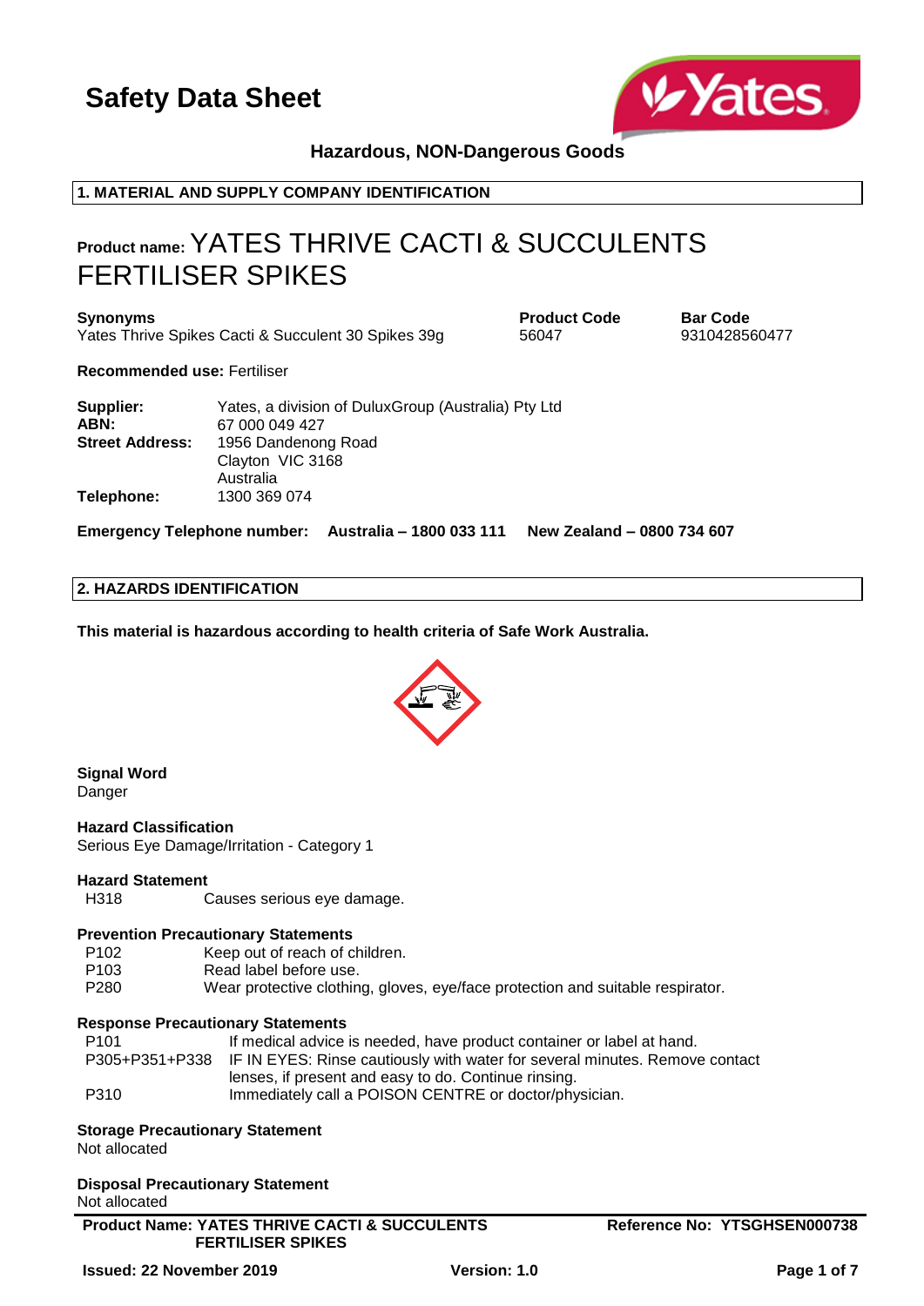# Safety Data Sheet

**Hazardous, NON-Dangerous Goods**

## 1. MATERIAL AND SUPPLY COMPANY IDENTIFICATION

**Product name:** YATES THRIVE CACTI & SUCCULENTS FERTILISER SPIKES

| Synonyms | Product Code | Bar Code |
| --- | --- | --- |
| Yates Thrive Spikes Cacti & Succulent 30 Spikes 39g | 56047 | 9310428560477 |

**Recommended use:** Fertiliser

**Supplier:** Yates, a division of DuluxGroup (Australia) Pty Ltd
**ABN:** 67 000 049 427
**Street Address:** 1956 Dandenong Road
Clayton VIC 3168
Australia
**Telephone:** 1300 369 074

**Emergency Telephone number: Australia – 1800 033 111 New Zealand – 0800 734 607**

## 2. HAZARDS IDENTIFICATION

**This material is hazardous according to health criteria of Safe Work Australia.**

**Signal Word**
Danger

**Hazard Classification**
Serious Eye Damage/Irritation - Category 1

**Hazard Statement**

| | |
| --- | --- |
| H318 | Causes serious eye damage. |

**Prevention Precautionary Statements**

| | |
| --- | --- |
| P102 | Keep out of reach of children. |
| P103 | Read label before use. |
| P280 | Wear protective clothing, gloves, eye/face protection and suitable respirator. |

**Response Precautionary Statements**

| | |
| --- | --- |
| P101 | If medical advice is needed, have product container or label at hand. |
| P305+P351+P338 | IF IN EYES: Rinse cautiously with water for several minutes. Remove contact lenses, if present and easy to do. Continue rinsing. |
| P310 | Immediately call a POISON CENTRE or doctor/physician. |

**Storage Precautionary Statement**
Not allocated

**Disposal Precautionary Statement**
Not allocated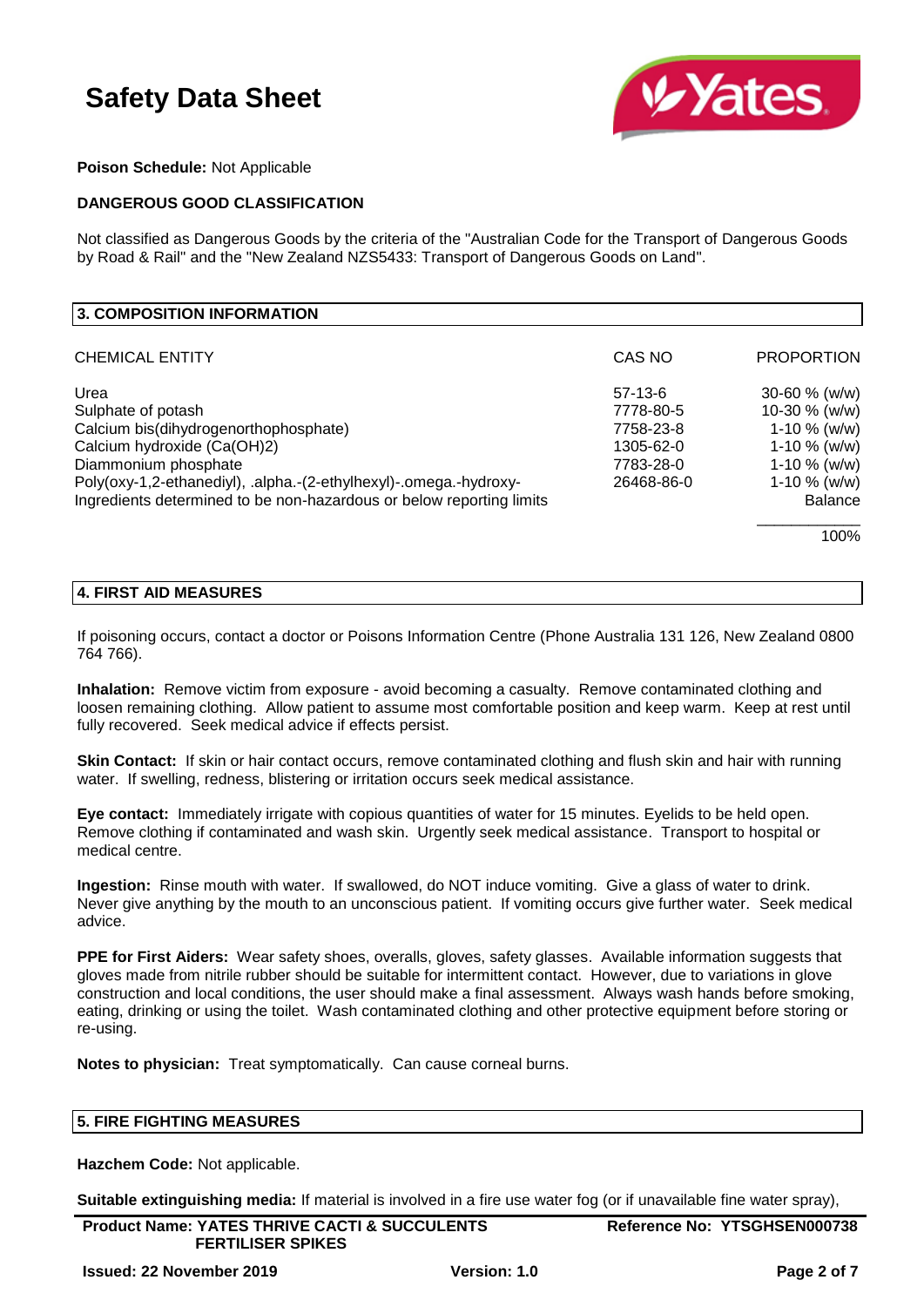**Poison Schedule:** Not Applicable

**DANGEROUS GOOD CLASSIFICATION**

Not classified as Dangerous Goods by the criteria of the "Australian Code for the Transport of Dangerous Goods by Road & Rail" and the "New Zealand NZS5433: Transport of Dangerous Goods on Land".

## 3. COMPOSITION INFORMATION

| CHEMICAL ENTITY | CAS NO | PROPORTION |
|---|---|---|
| Urea | 57-13-6 | 30-60 % (w/w) |
| Sulphate of potash | 7778-80-5 | 10-30 % (w/w) |
| Calcium bis(dihydrogenorthophosphate) | 7758-23-8 | 1-10 % (w/w) |
| Calcium hydroxide (Ca(OH)2) | 1305-62-0 | 1-10 % (w/w) |
| Diammonium phosphate | 7783-28-0 | 1-10 % (w/w) |
| Poly(oxy-1,2-ethanediyl), .alpha.-(2-ethylhexyl)-.omega.-hydroxy- | 26468-86-0 | 1-10 % (w/w) |
| Ingredients determined to be non-hazardous or below reporting limits | | Balance |
| | | 100% |

## 4. FIRST AID MEASURES

If poisoning occurs, contact a doctor or Poisons Information Centre (Phone Australia 131 126, New Zealand 0800 764 766).

**Inhalation:** Remove victim from exposure - avoid becoming a casualty. Remove contaminated clothing and loosen remaining clothing. Allow patient to assume most comfortable position and keep warm. Keep at rest until fully recovered. Seek medical advice if effects persist.

**Skin Contact:** If skin or hair contact occurs, remove contaminated clothing and flush skin and hair with running water. If swelling, redness, blistering or irritation occurs seek medical assistance.

**Eye contact:** Immediately irrigate with copious quantities of water for 15 minutes. Eyelids to be held open. Remove clothing if contaminated and wash skin. Urgently seek medical assistance. Transport to hospital or medical centre.

**Ingestion:** Rinse mouth with water. If swallowed, do NOT induce vomiting. Give a glass of water to drink. Never give anything by the mouth to an unconscious patient. If vomiting occurs give further water. Seek medical advice.

**PPE for First Aiders:** Wear safety shoes, overalls, gloves, safety glasses. Available information suggests that gloves made from nitrile rubber should be suitable for intermittent contact. However, due to variations in glove construction and local conditions, the user should make a final assessment. Always wash hands before smoking, eating, drinking or using the toilet. Wash contaminated clothing and other protective equipment before storing or re-using.

**Notes to physician:** Treat symptomatically. Can cause corneal burns.

## 5. FIRE FIGHTING MEASURES

**Hazchem Code:** Not applicable.

**Suitable extinguishing media:** If material is involved in a fire use water fog (or if unavailable fine water spray),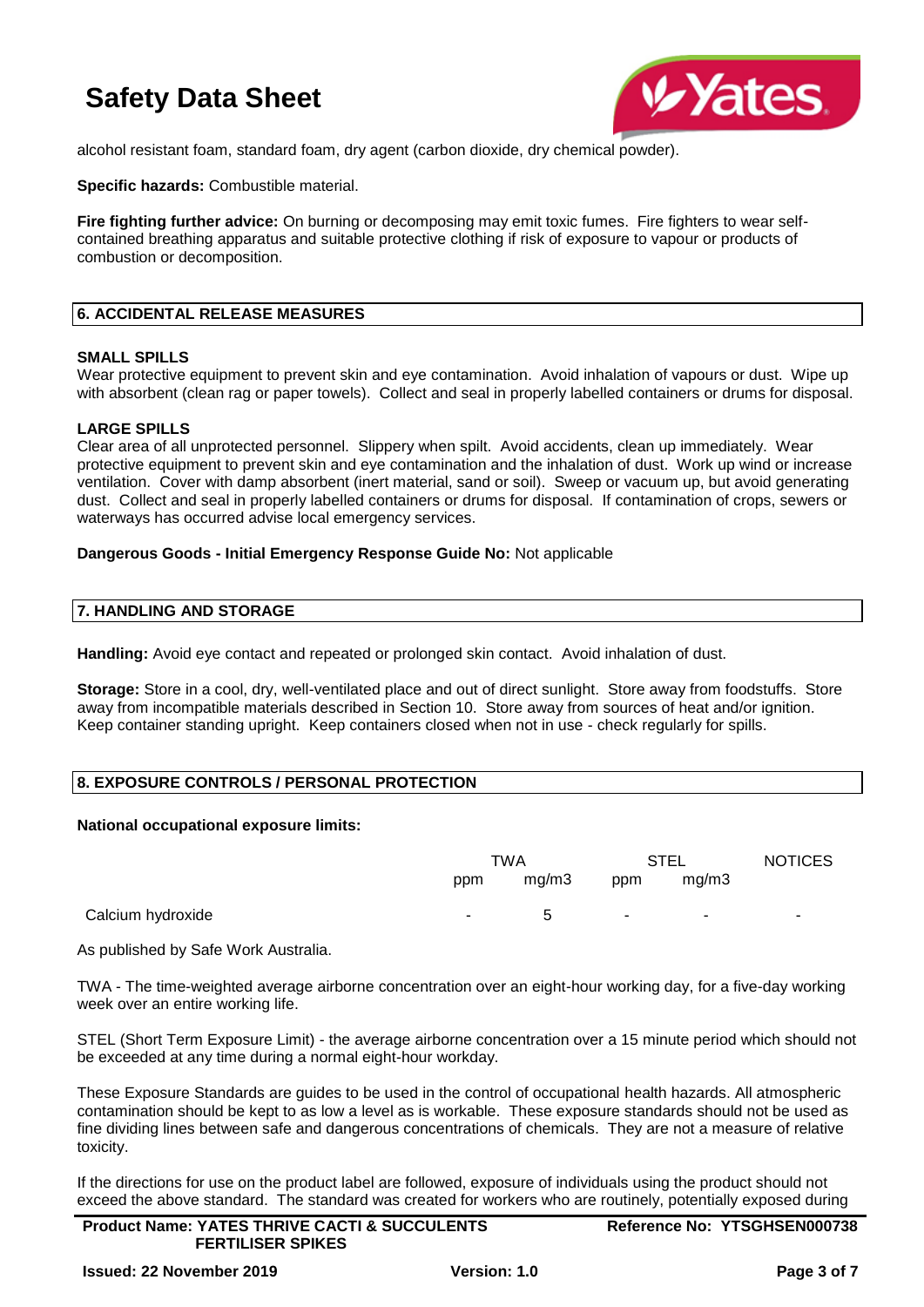alcohol resistant foam, standard foam, dry agent (carbon dioxide, dry chemical powder).

**Specific hazards:** Combustible material.

**Fire fighting further advice:** On burning or decomposing may emit toxic fumes. Fire fighters to wear self-contained breathing apparatus and suitable protective clothing if risk of exposure to vapour or products of combustion or decomposition.

## 6. ACCIDENTAL RELEASE MEASURES

**SMALL SPILLS**

Wear protective equipment to prevent skin and eye contamination. Avoid inhalation of vapours or dust. Wipe up with absorbent (clean rag or paper towels). Collect and seal in properly labelled containers or drums for disposal.

**LARGE SPILLS**

Clear area of all unprotected personnel. Slippery when spilt. Avoid accidents, clean up immediately. Wear protective equipment to prevent skin and eye contamination and the inhalation of dust. Work up wind or increase ventilation. Cover with damp absorbent (inert material, sand or soil). Sweep or vacuum up, but avoid generating dust. Collect and seal in properly labelled containers or drums for disposal. If contamination of crops, sewers or waterways has occurred advise local emergency services.

**Dangerous Goods - Initial Emergency Response Guide No:** Not applicable

## 7. HANDLING AND STORAGE

**Handling:** Avoid eye contact and repeated or prolonged skin contact. Avoid inhalation of dust.

**Storage:** Store in a cool, dry, well-ventilated place and out of direct sunlight. Store away from foodstuffs. Store away from incompatible materials described in Section 10. Store away from sources of heat and/or ignition. Keep container standing upright. Keep containers closed when not in use - check regularly for spills.

## 8. EXPOSURE CONTROLS / PERSONAL PROTECTION

**National occupational exposure limits:**

| | TWA | | STEL | | NOTICES |
|---|---|---|---|---|---|
| | ppm | mg/m3 | ppm | mg/m3 | |
| Calcium hydroxide | - | 5 | - | - | - |

As published by Safe Work Australia.

TWA - The time-weighted average airborne concentration over an eight-hour working day, for a five-day working week over an entire working life.

STEL (Short Term Exposure Limit) - the average airborne concentration over a 15 minute period which should not be exceeded at any time during a normal eight-hour workday.

These Exposure Standards are guides to be used in the control of occupational health hazards. All atmospheric contamination should be kept to as low a level as is workable. These exposure standards should not be used as fine dividing lines between safe and dangerous concentrations of chemicals. They are not a measure of relative toxicity.

If the directions for use on the product label are followed, exposure of individuals using the product should not exceed the above standard. The standard was created for workers who are routinely, potentially exposed during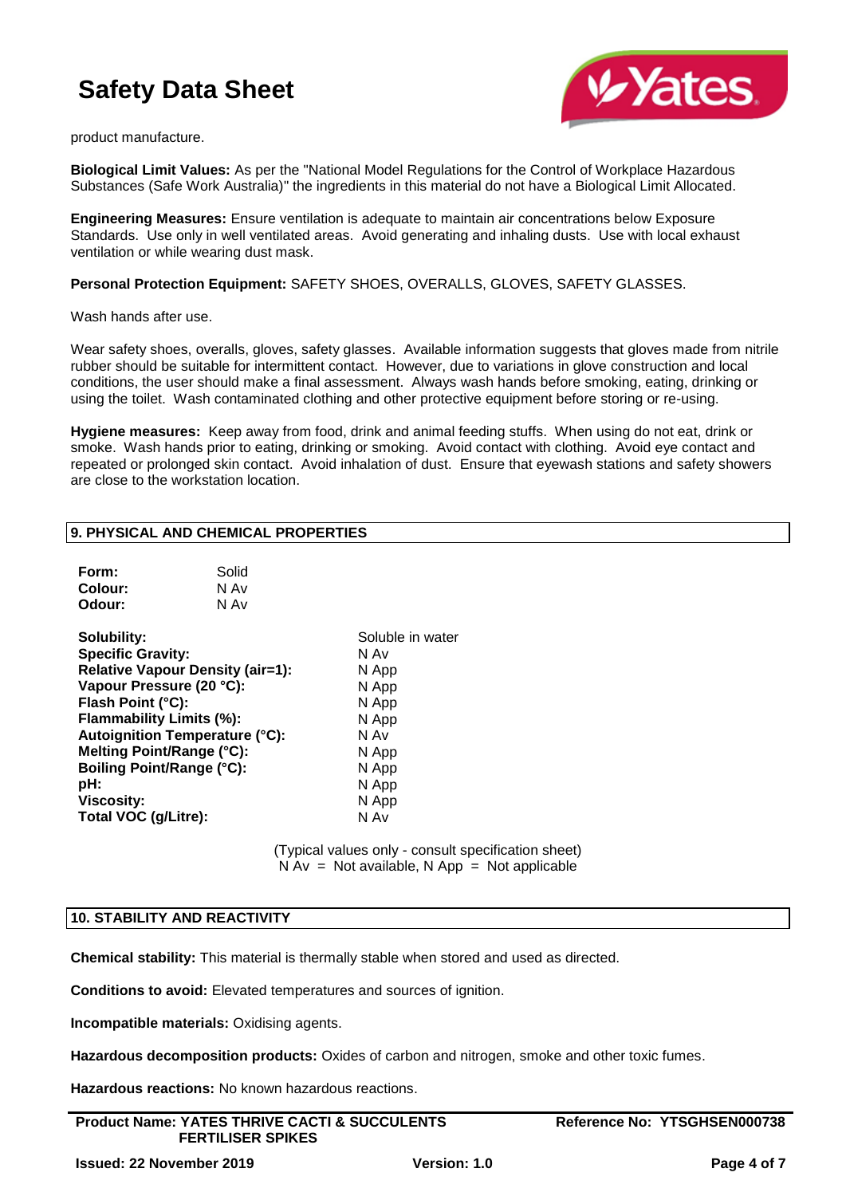product manufacture.

**Biological Limit Values:** As per the "National Model Regulations for the Control of Workplace Hazardous Substances (Safe Work Australia)" the ingredients in this material do not have a Biological Limit Allocated.

**Engineering Measures:** Ensure ventilation is adequate to maintain air concentrations below Exposure Standards. Use only in well ventilated areas. Avoid generating and inhaling dusts. Use with local exhaust ventilation or while wearing dust mask.

**Personal Protection Equipment:** SAFETY SHOES, OVERALLS, GLOVES, SAFETY GLASSES.

Wash hands after use.

Wear safety shoes, overalls, gloves, safety glasses. Available information suggests that gloves made from nitrile rubber should be suitable for intermittent contact. However, due to variations in glove construction and local conditions, the user should make a final assessment. Always wash hands before smoking, eating, drinking or using the toilet. Wash contaminated clothing and other protective equipment before storing or re-using.

**Hygiene measures:** Keep away from food, drink and animal feeding stuffs. When using do not eat, drink or smoke. Wash hands prior to eating, drinking or smoking. Avoid contact with clothing. Avoid eye contact and repeated or prolonged skin contact. Avoid inhalation of dust. Ensure that eyewash stations and safety showers are close to the workstation location.

## 9. PHYSICAL AND CHEMICAL PROPERTIES

| | |
|---|---|
| **Form:** | Solid |
| **Colour:** | N Av |
| **Odour:** | N Av |

| | |
|---|---|
| **Solubility:** | Soluble in water |
| **Specific Gravity:** | N Av |
| **Relative Vapour Density (air=1):** | N App |
| **Vapour Pressure (20 °C):** | N App |
| **Flash Point (°C):** | N App |
| **Flammability Limits (%):** | N App |
| **Autoignition Temperature (°C):** | N Av |
| **Melting Point/Range (°C):** | N App |
| **Boiling Point/Range (°C):** | N App |
| **pH:** | N App |
| **Viscosity:** | N App |
| **Total VOC (g/Litre):** | N Av |

(Typical values only - consult specification sheet)
N Av = Not available, N App = Not applicable

## 10. STABILITY AND REACTIVITY

**Chemical stability:** This material is thermally stable when stored and used as directed.

**Conditions to avoid:** Elevated temperatures and sources of ignition.

**Incompatible materials:** Oxidising agents.

**Hazardous decomposition products:** Oxides of carbon and nitrogen, smoke and other toxic fumes.

**Hazardous reactions:** No known hazardous reactions.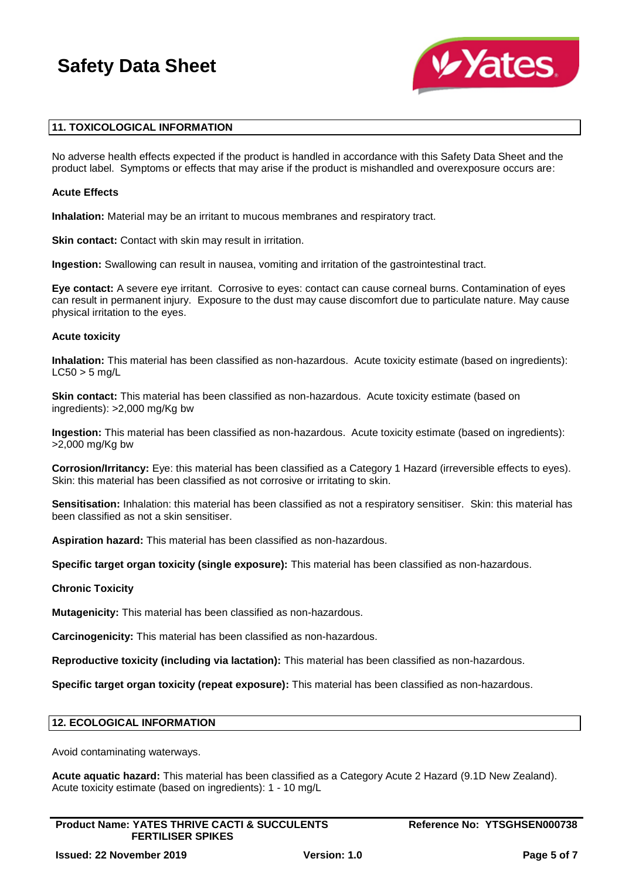## 11. TOXICOLOGICAL INFORMATION

No adverse health effects expected if the product is handled in accordance with this Safety Data Sheet and the product label. Symptoms or effects that may arise if the product is mishandled and overexposure occurs are:

### Acute Effects

**Inhalation:** Material may be an irritant to mucous membranes and respiratory tract.

**Skin contact:** Contact with skin may result in irritation.

**Ingestion:** Swallowing can result in nausea, vomiting and irritation of the gastrointestinal tract.

**Eye contact:** A severe eye irritant. Corrosive to eyes: contact can cause corneal burns. Contamination of eyes can result in permanent injury. Exposure to the dust may cause discomfort due to particulate nature. May cause physical irritation to the eyes.

### Acute toxicity

**Inhalation:** This material has been classified as non-hazardous. Acute toxicity estimate (based on ingredients): LC50 > 5 mg/L

**Skin contact:** This material has been classified as non-hazardous. Acute toxicity estimate (based on ingredients): >2,000 mg/Kg bw

**Ingestion:** This material has been classified as non-hazardous. Acute toxicity estimate (based on ingredients): >2,000 mg/Kg bw

**Corrosion/Irritancy:** Eye: this material has been classified as a Category 1 Hazard (irreversible effects to eyes). Skin: this material has been classified as not corrosive or irritating to skin.

**Sensitisation:** Inhalation: this material has been classified as not a respiratory sensitiser. Skin: this material has been classified as not a skin sensitiser.

**Aspiration hazard:** This material has been classified as non-hazardous.

**Specific target organ toxicity (single exposure):** This material has been classified as non-hazardous.

### Chronic Toxicity

**Mutagenicity:** This material has been classified as non-hazardous.

**Carcinogenicity:** This material has been classified as non-hazardous.

**Reproductive toxicity (including via lactation):** This material has been classified as non-hazardous.

**Specific target organ toxicity (repeat exposure):** This material has been classified as non-hazardous.

## 12. ECOLOGICAL INFORMATION

Avoid contaminating waterways.

**Acute aquatic hazard:** This material has been classified as a Category Acute 2 Hazard (9.1D New Zealand). Acute toxicity estimate (based on ingredients): 1 - 10 mg/L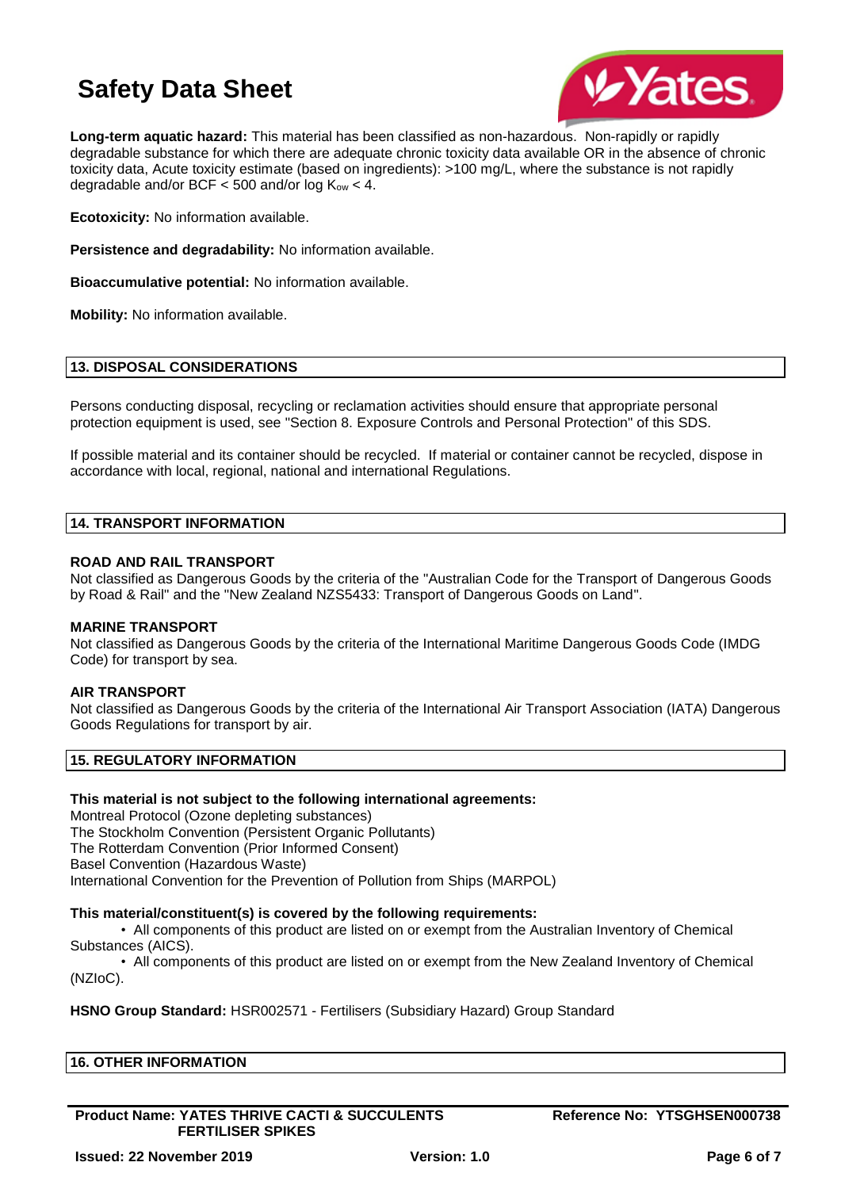**Long-term aquatic hazard:** This material has been classified as non-hazardous. Non-rapidly or rapidly degradable substance for which there are adequate chronic toxicity data available OR in the absence of chronic toxicity data, Acute toxicity estimate (based on ingredients): >100 mg/L, where the substance is not rapidly degradable and/or BCF < 500 and/or log $K_{ow}$ < 4.

**Ecotoxicity:** No information available.

**Persistence and degradability:** No information available.

**Bioaccumulative potential:** No information available.

**Mobility:** No information available.

## 13. DISPOSAL CONSIDERATIONS

Persons conducting disposal, recycling or reclamation activities should ensure that appropriate personal protection equipment is used, see "Section 8. Exposure Controls and Personal Protection" of this SDS.

If possible material and its container should be recycled. If material or container cannot be recycled, dispose in accordance with local, regional, national and international Regulations.

## 14. TRANSPORT INFORMATION

**ROAD AND RAIL TRANSPORT**
Not classified as Dangerous Goods by the criteria of the "Australian Code for the Transport of Dangerous Goods by Road & Rail" and the "New Zealand NZS5433: Transport of Dangerous Goods on Land".

**MARINE TRANSPORT**
Not classified as Dangerous Goods by the criteria of the International Maritime Dangerous Goods Code (IMDG Code) for transport by sea.

**AIR TRANSPORT**
Not classified as Dangerous Goods by the criteria of the International Air Transport Association (IATA) Dangerous Goods Regulations for transport by air.

## 15. REGULATORY INFORMATION

**This material is not subject to the following international agreements:**
Montreal Protocol (Ozone depleting substances)
The Stockholm Convention (Persistent Organic Pollutants)
The Rotterdam Convention (Prior Informed Consent)
Basel Convention (Hazardous Waste)
International Convention for the Prevention of Pollution from Ships (MARPOL)

**This material/constituent(s) is covered by the following requirements:**

- All components of this product are listed on or exempt from the Australian Inventory of Chemical Substances (AICS).
- All components of this product are listed on or exempt from the New Zealand Inventory of Chemical (NZIoC).

**HSNO Group Standard:** HSR002571 - Fertilisers (Subsidiary Hazard) Group Standard

## 16. OTHER INFORMATION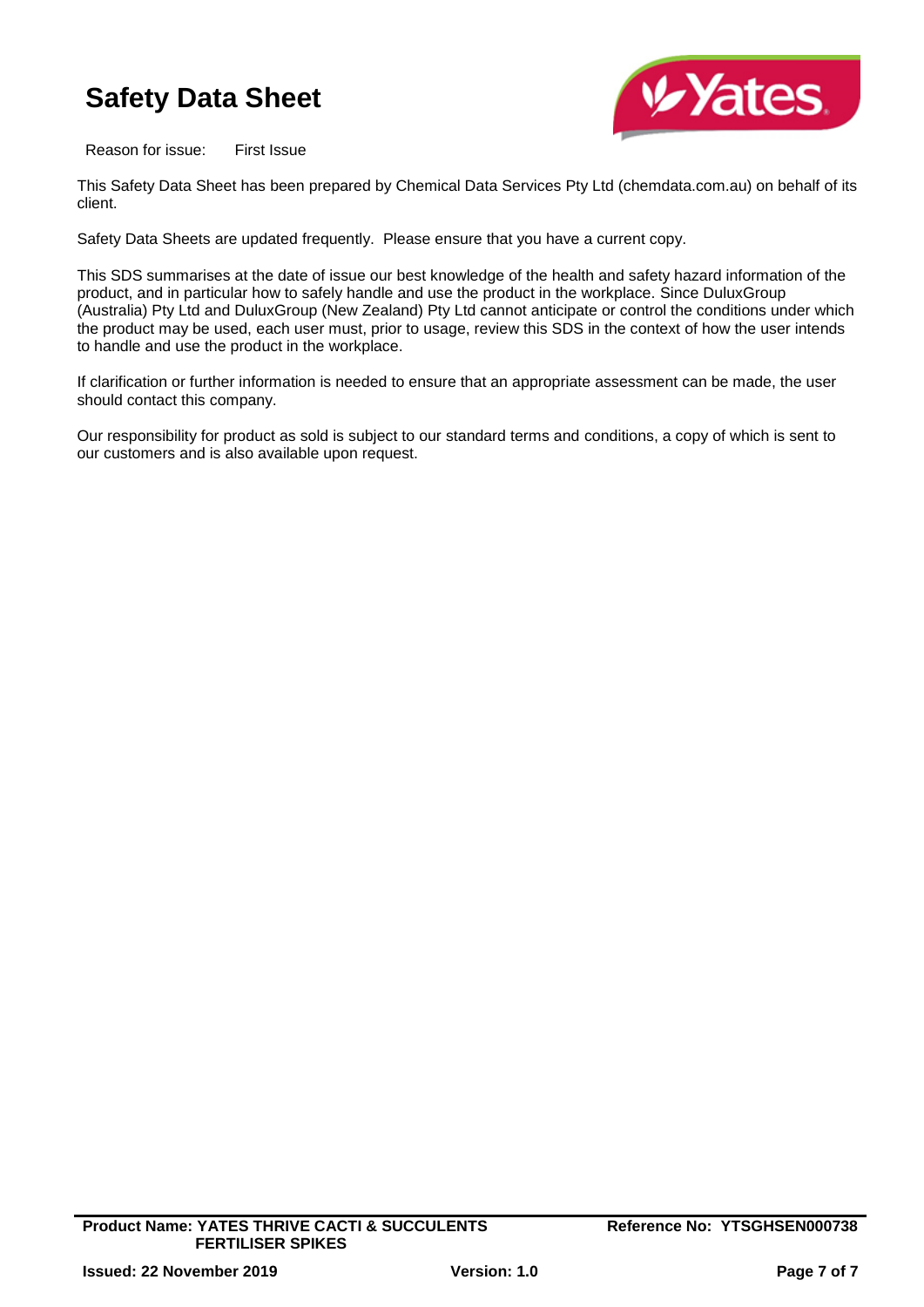Reason for issue: First Issue

This Safety Data Sheet has been prepared by Chemical Data Services Pty Ltd (chemdata.com.au) on behalf of its client.

Safety Data Sheets are updated frequently. Please ensure that you have a current copy.

This SDS summarises at the date of issue our best knowledge of the health and safety hazard information of the product, and in particular how to safely handle and use the product in the workplace. Since DuluxGroup (Australia) Pty Ltd and DuluxGroup (New Zealand) Pty Ltd cannot anticipate or control the conditions under which the product may be used, each user must, prior to usage, review this SDS in the context of how the user intends to handle and use the product in the workplace.

If clarification or further information is needed to ensure that an appropriate assessment can be made, the user should contact this company.

Our responsibility for product as sold is subject to our standard terms and conditions, a copy of which is sent to our customers and is also available upon request.